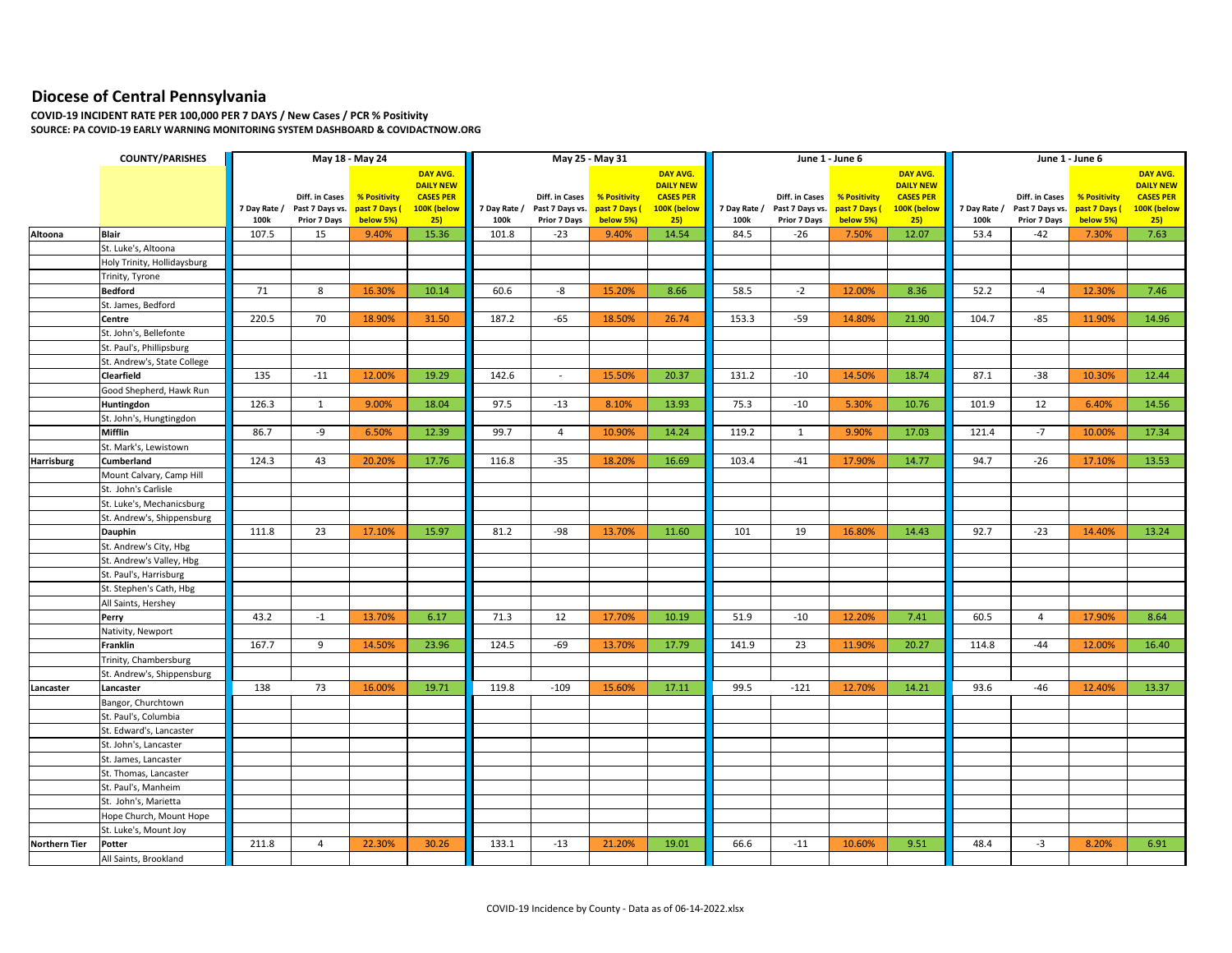# Diocese of Central Pennsylvania

**COVID-19 INCIDENT RATE PER 100,000 PER 7 DAYS / New Cases / PCR % Positivity**

**SOURCE: PA COVID-19 EARLY WARNING MONITORING SYSTEM DASHBOARD & COVIDACTNOW.ORG**

| | COUNTY/PARISHES | May 18 - May 24 | | | | May 25 - May 31 | | | | June 1 - June 6 | | | | June 1 - June 6 | | | |
|---|---|---|---|---|---|---|---|---|---|---|---|---|---|---|---|---|---|
| | | 7 Day Rate / 100k | Diff. in Cases Past 7 Days vs. Prior 7 Days | % Positivity past 7 Days ( below 5%) | DAY AVG. DAILY NEW CASES PER 100K (below 25) | 7 Day Rate / 100k | Diff. in Cases Past 7 Days vs. Prior 7 Days | % Positivity past 7 Days ( below 5%) | DAY AVG. DAILY NEW CASES PER 100K (below 25) | 7 Day Rate / 100k | Diff. in Cases Past 7 Days vs. Prior 7 Days | % Positivity past 7 Days ( below 5%) | DAY AVG. DAILY NEW CASES PER 100K (below 25) | 7 Day Rate / 100k | Diff. in Cases Past 7 Days vs. Prior 7 Days | % Positivity past 7 Days ( below 5%) | DAY AVG. DAILY NEW CASES PER 100K (below 25) |
| **Altoona** | **Blair** | 107.5 | 15 | 9.40% | 15.36 | 101.8 | -23 | 9.40% | 14.54 | 84.5 | -26 | 7.50% | 12.07 | 53.4 | -42 | 7.30% | 7.63 |
| | St. Luke's, Altoona | | | | | | | | | | | | | | | | |
| | Holy Trinity, Hollidaysburg | | | | | | | | | | | | | | | | |
| | Trinity, Tyrone | | | | | | | | | | | | | | | | |
| | **Bedford** | 71 | 8 | 16.30% | 10.14 | 60.6 | -8 | 15.20% | 8.66 | 58.5 | -2 | 12.00% | 8.36 | 52.2 | -4 | 12.30% | 7.46 |
| | St. James, Bedford | | | | | | | | | | | | | | | | |
| | **Centre** | 220.5 | 70 | 18.90% | 31.50 | 187.2 | -65 | 18.50% | 26.74 | 153.3 | -59 | 14.80% | 21.90 | 104.7 | -85 | 11.90% | 14.96 |
| | St. John's, Bellefonte | | | | | | | | | | | | | | | | |
| | St. Paul's, Phillipsburg | | | | | | | | | | | | | | | | |
| | St. Andrew's, State College | | | | | | | | | | | | | | | | |
| | **Clearfield** | 135 | -11 | 12.00% | 19.29 | 142.6 | - | 15.50% | 20.37 | 131.2 | -10 | 14.50% | 18.74 | 87.1 | -38 | 10.30% | 12.44 |
| | Good Shepherd, Hawk Run | | | | | | | | | | | | | | | | |
| | **Huntingdon** | 126.3 | 1 | 9.00% | 18.04 | 97.5 | -13 | 8.10% | 13.93 | 75.3 | -10 | 5.30% | 10.76 | 101.9 | 12 | 6.40% | 14.56 |
| | St. John's, Hungtingdon | | | | | | | | | | | | | | | | |
| | **Mifflin** | 86.7 | -9 | 6.50% | 12.39 | 99.7 | 4 | 10.90% | 14.24 | 119.2 | 1 | 9.90% | 17.03 | 121.4 | -7 | 10.00% | 17.34 |
| | St. Mark's, Lewistown | | | | | | | | | | | | | | | | |
| **Harrisburg** | **Cumberland** | 124.3 | 43 | 20.20% | 17.76 | 116.8 | -35 | 18.20% | 16.69 | 103.4 | -41 | 17.90% | 14.77 | 94.7 | -26 | 17.10% | 13.53 |
| | Mount Calvary, Camp Hill | | | | | | | | | | | | | | | | |
| | St. John's Carlisle | | | | | | | | | | | | | | | | |
| | St. Luke's, Mechanicsburg | | | | | | | | | | | | | | | | |
| | St. Andrew's, Shippensburg | | | | | | | | | | | | | | | | |
| | **Dauphin** | 111.8 | 23 | 17.10% | 15.97 | 81.2 | -98 | 13.70% | 11.60 | 101 | 19 | 16.80% | 14.43 | 92.7 | -23 | 14.40% | 13.24 |
| | St. Andrew's City, Hbg | | | | | | | | | | | | | | | | |
| | St. Andrew's Valley, Hbg | | | | | | | | | | | | | | | | |
| | St. Paul's, Harrisburg | | | | | | | | | | | | | | | | |
| | St. Stephen's Cath, Hbg | | | | | | | | | | | | | | | | |
| | All Saints, Hershey | | | | | | | | | | | | | | | | |
| | **Perry** | 43.2 | -1 | 13.70% | 6.17 | 71.3 | 12 | 17.70% | 10.19 | 51.9 | -10 | 12.20% | 7.41 | 60.5 | 4 | 17.90% | 8.64 |
| | Nativity, Newport | | | | | | | | | | | | | | | | |
| | **Franklin** | 167.7 | 9 | 14.50% | 23.96 | 124.5 | -69 | 13.70% | 17.79 | 141.9 | 23 | 11.90% | 20.27 | 114.8 | -44 | 12.00% | 16.40 |
| | Trinity, Chambersburg | | | | | | | | | | | | | | | | |
| | St. Andrew's, Shippensburg | | | | | | | | | | | | | | | | |
| **Lancaster** | **Lancaster** | 138 | 73 | 16.00% | 19.71 | 119.8 | -109 | 15.60% | 17.11 | 99.5 | -121 | 12.70% | 14.21 | 93.6 | -46 | 12.40% | 13.37 |
| | Bangor, Churchtown | | | | | | | | | | | | | | | | |
| | St. Paul's, Columbia | | | | | | | | | | | | | | | | |
| | St. Edward's, Lancaster | | | | | | | | | | | | | | | | |
| | St. John's, Lancaster | | | | | | | | | | | | | | | | |
| | St. James, Lancaster | | | | | | | | | | | | | | | | |
| | St. Thomas, Lancaster | | | | | | | | | | | | | | | | |
| | St. Paul's, Manheim | | | | | | | | | | | | | | | | |
| | St. John's, Marietta | | | | | | | | | | | | | | | | |
| | Hope Church, Mount Hope | | | | | | | | | | | | | | | | |
| | St. Luke's, Mount Joy | | | | | | | | | | | | | | | | |
| **Northern Tier** | **Potter** | 211.8 | 4 | 22.30% | 30.26 | 133.1 | -13 | 21.20% | 19.01 | 66.6 | -11 | 10.60% | 9.51 | 48.4 | -3 | 8.20% | 6.91 |
| | All Saints, Brookland | | | | | | | | | | | | | | | | |

COVID-19 Incidence by County - Data as of 06-14-2022.xlsx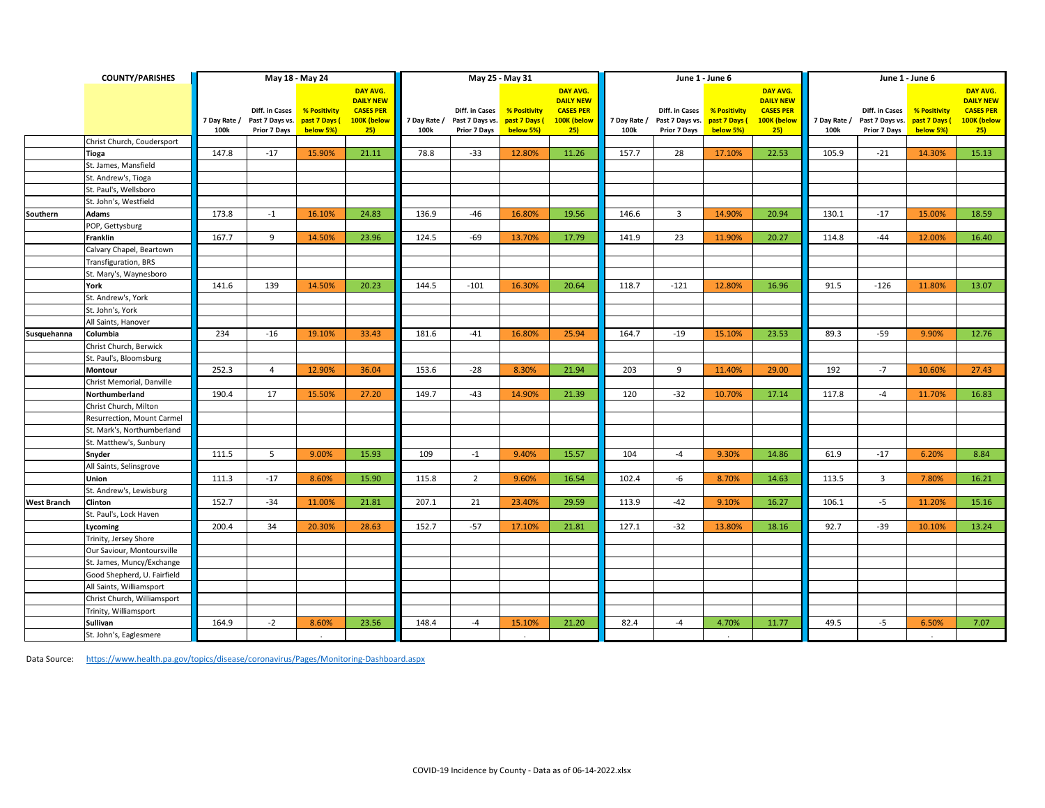| COUNTY/PARISHES | | May 18 - May 24 | | | | May 25 - May 31 | | | | June 1 - June 6 | | | | June 1 - June 6 | | | |
|---|---|---|---|---|---|---|---|---|---|---|---|---|---|---|---|---|---|
| | | 7 Day Rate / 100k | Diff. in Cases Past 7 Days vs. Prior 7 Days | % Positivity past 7 Days ( below 5%) | DAY AVG. DAILY NEW CASES PER 100K (below 25) | 7 Day Rate / 100k | Diff. in Cases Past 7 Days vs. Prior 7 Days | % Positivity past 7 Days ( below 5%) | DAY AVG. DAILY NEW CASES PER 100K (below 25) | 7 Day Rate / 100k | Diff. in Cases Past 7 Days vs. Prior 7 Days | % Positivity past 7 Days ( below 5%) | DAY AVG. DAILY NEW CASES PER 100K (below 25) | 7 Day Rate / 100k | Diff. in Cases Past 7 Days vs. Prior 7 Days | % Positivity past 7 Days ( below 5%) | DAY AVG. DAILY NEW CASES PER 100K (below 25) |
| | Christ Church, Coudersport | | | | | | | | | | | | | | | | |
| | **Tioga** | 147.8 | -17 | 15.90% | 21.11 | 78.8 | -33 | 12.80% | 11.26 | 157.7 | 28 | 17.10% | 22.53 | 105.9 | -21 | 14.30% | 15.13 |
| | St. James, Mansfield | | | | | | | | | | | | | | | | |
| | St. Andrew's, Tioga | | | | | | | | | | | | | | | | |
| | St. Paul's, Wellsboro | | | | | | | | | | | | | | | | |
| | St. John's, Westfield | | | | | | | | | | | | | | | | |
| **Southern** | **Adams** | 173.8 | -1 | 16.10% | 24.83 | 136.9 | -46 | 16.80% | 19.56 | 146.6 | 3 | 14.90% | 20.94 | 130.1 | -17 | 15.00% | 18.59 |
| | POP, Gettysburg | | | | | | | | | | | | | | | | |
| | **Franklin** | 167.7 | 9 | 14.50% | 23.96 | 124.5 | -69 | 13.70% | 17.79 | 141.9 | 23 | 11.90% | 20.27 | 114.8 | -44 | 12.00% | 16.40 |
| | Calvary Chapel, Beartown | | | | | | | | | | | | | | | | |
| | Transfiguration, BRS | | | | | | | | | | | | | | | | |
| | St. Mary's, Waynesboro | | | | | | | | | | | | | | | | |
| | **York** | 141.6 | 139 | 14.50% | 20.23 | 144.5 | -101 | 16.30% | 20.64 | 118.7 | -121 | 12.80% | 16.96 | 91.5 | -126 | 11.80% | 13.07 |
| | St. Andrew's, York | | | | | | | | | | | | | | | | |
| | St. John's, York | | | | | | | | | | | | | | | | |
| | All Saints, Hanover | | | | | | | | | | | | | | | | |
| **Susquehanna** | **Columbia** | 234 | -16 | 19.10% | 33.43 | 181.6 | -41 | 16.80% | 25.94 | 164.7 | -19 | 15.10% | 23.53 | 89.3 | -59 | 9.90% | 12.76 |
| | Christ Church, Berwick | | | | | | | | | | | | | | | | |
| | St. Paul's, Bloomsburg | | | | | | | | | | | | | | | | |
| | **Montour** | 252.3 | 4 | 12.90% | 36.04 | 153.6 | -28 | 8.30% | 21.94 | 203 | 9 | 11.40% | 29.00 | 192 | -7 | 10.60% | 27.43 |
| | Christ Memorial, Danville | | | | | | | | | | | | | | | | |
| | **Northumberland** | 190.4 | 17 | 15.50% | 27.20 | 149.7 | -43 | 14.90% | 21.39 | 120 | -32 | 10.70% | 17.14 | 117.8 | -4 | 11.70% | 16.83 |
| | Christ Church, Milton | | | | | | | | | | | | | | | | |
| | Resurrection, Mount Carmel | | | | | | | | | | | | | | | | |
| | St. Mark's, Northumberland | | | | | | | | | | | | | | | | |
| | St. Matthew's, Sunbury | | | | | | | | | | | | | | | | |
| | **Snyder** | 111.5 | 5 | 9.00% | 15.93 | 109 | -1 | 9.40% | 15.57 | 104 | -4 | 9.30% | 14.86 | 61.9 | -17 | 6.20% | 8.84 |
| | All Saints, Selinsgrove | | | | | | | | | | | | | | | | |
| | **Union** | 111.3 | -17 | 8.60% | 15.90 | 115.8 | 2 | 9.60% | 16.54 | 102.4 | -6 | 8.70% | 14.63 | 113.5 | 3 | 7.80% | 16.21 |
| | St. Andrew's, Lewisburg | | | | | | | | | | | | | | | | |
| **West Branch** | **Clinton** | 152.7 | -34 | 11.00% | 21.81 | 207.1 | 21 | 23.40% | 29.59 | 113.9 | -42 | 9.10% | 16.27 | 106.1 | -5 | 11.20% | 15.16 |
| | St. Paul's, Lock Haven | | | | | | | | | | | | | | | | |
| | **Lycoming** | 200.4 | 34 | 20.30% | 28.63 | 152.7 | -57 | 17.10% | 21.81 | 127.1 | -32 | 13.80% | 18.16 | 92.7 | -39 | 10.10% | 13.24 |
| | Trinity, Jersey Shore | | | | | | | | | | | | | | | | |
| | Our Saviour, Montoursville | | | | | | | | | | | | | | | | |
| | St. James, Muncy/Exchange | | | | | | | | | | | | | | | | |
| | Good Shepherd, U. Fairfield | | | | | | | | | | | | | | | | |
| | All Saints, Williamsport | | | | | | | | | | | | | | | | |
| | Christ Church, Williamsport | | | | | | | | | | | | | | | | |
| | Trinity, Williamsport | | | | | | | | | | | | | | | | |
| | **Sullivan** | 164.9 | -2 | 8.60% | 23.56 | 148.4 | -4 | 15.10% | 21.20 | 82.4 | -4 | 4.70% | 11.77 | 49.5 | -5 | 6.50% | 7.07 |
| | St. John's, Eaglesmere | | | . | | | | . | | | | . | | | | . | |

Data Source: https://www.health.pa.gov/topics/disease/coronavirus/Pages/Monitoring-Dashboard.aspx

COVID-19 Incidence by County - Data as of 06-14-2022.xlsx